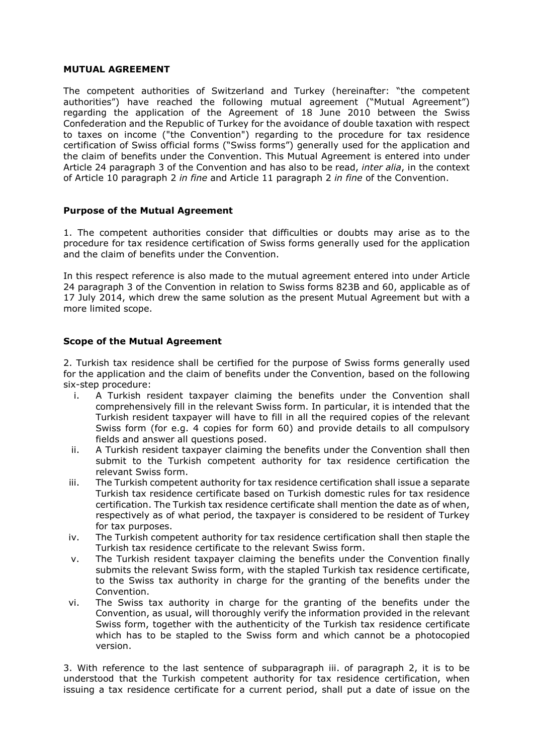**MUTUAL AGREEMENT**

The competent authorities of Switzerland and Turkey (hereinafter: "the competent authorities") have reached the following mutual agreement ("Mutual Agreement") regarding the application of the Agreement of 18 June 2010 between the Swiss Confederation and the Republic of Turkey for the avoidance of double taxation with respect to taxes on income ("the Convention") regarding to the procedure for tax residence certification of Swiss official forms ("Swiss forms") generally used for the application and the claim of benefits under the Convention. This Mutual Agreement is entered into under Article 24 paragraph 3 of the Convention and has also to be read, *inter alia*, in the context of Article 10 paragraph 2 *in fine* and Article 11 paragraph 2 *in fine* of the Convention.

**Purpose of the Mutual Agreement**

1. The competent authorities consider that difficulties or doubts may arise as to the procedure for tax residence certification of Swiss forms generally used for the application and the claim of benefits under the Convention.

In this respect reference is also made to the mutual agreement entered into under Article 24 paragraph 3 of the Convention in relation to Swiss forms 823B and 60, applicable as of 17 July 2014, which drew the same solution as the present Mutual Agreement but with a more limited scope.

**Scope of the Mutual Agreement**

2. Turkish tax residence shall be certified for the purpose of Swiss forms generally used for the application and the claim of benefits under the Convention, based on the following six-step procedure:

i. A Turkish resident taxpayer claiming the benefits under the Convention shall comprehensively fill in the relevant Swiss form. In particular, it is intended that the Turkish resident taxpayer will have to fill in all the required copies of the relevant Swiss form (for e.g. 4 copies for form 60) and provide details to all compulsory fields and answer all questions posed.

ii. A Turkish resident taxpayer claiming the benefits under the Convention shall then submit to the Turkish competent authority for tax residence certification the relevant Swiss form.

iii. The Turkish competent authority for tax residence certification shall issue a separate Turkish tax residence certificate based on Turkish domestic rules for tax residence certification. The Turkish tax residence certificate shall mention the date as of when, respectively as of what period, the taxpayer is considered to be resident of Turkey for tax purposes.

iv. The Turkish competent authority for tax residence certification shall then staple the Turkish tax residence certificate to the relevant Swiss form.

v. The Turkish resident taxpayer claiming the benefits under the Convention finally submits the relevant Swiss form, with the stapled Turkish tax residence certificate, to the Swiss tax authority in charge for the granting of the benefits under the Convention.

vi. The Swiss tax authority in charge for the granting of the benefits under the Convention, as usual, will thoroughly verify the information provided in the relevant Swiss form, together with the authenticity of the Turkish tax residence certificate which has to be stapled to the Swiss form and which cannot be a photocopied version.

3. With reference to the last sentence of subparagraph iii. of paragraph 2, it is to be understood that the Turkish competent authority for tax residence certification, when issuing a tax residence certificate for a current period, shall put a date of issue on the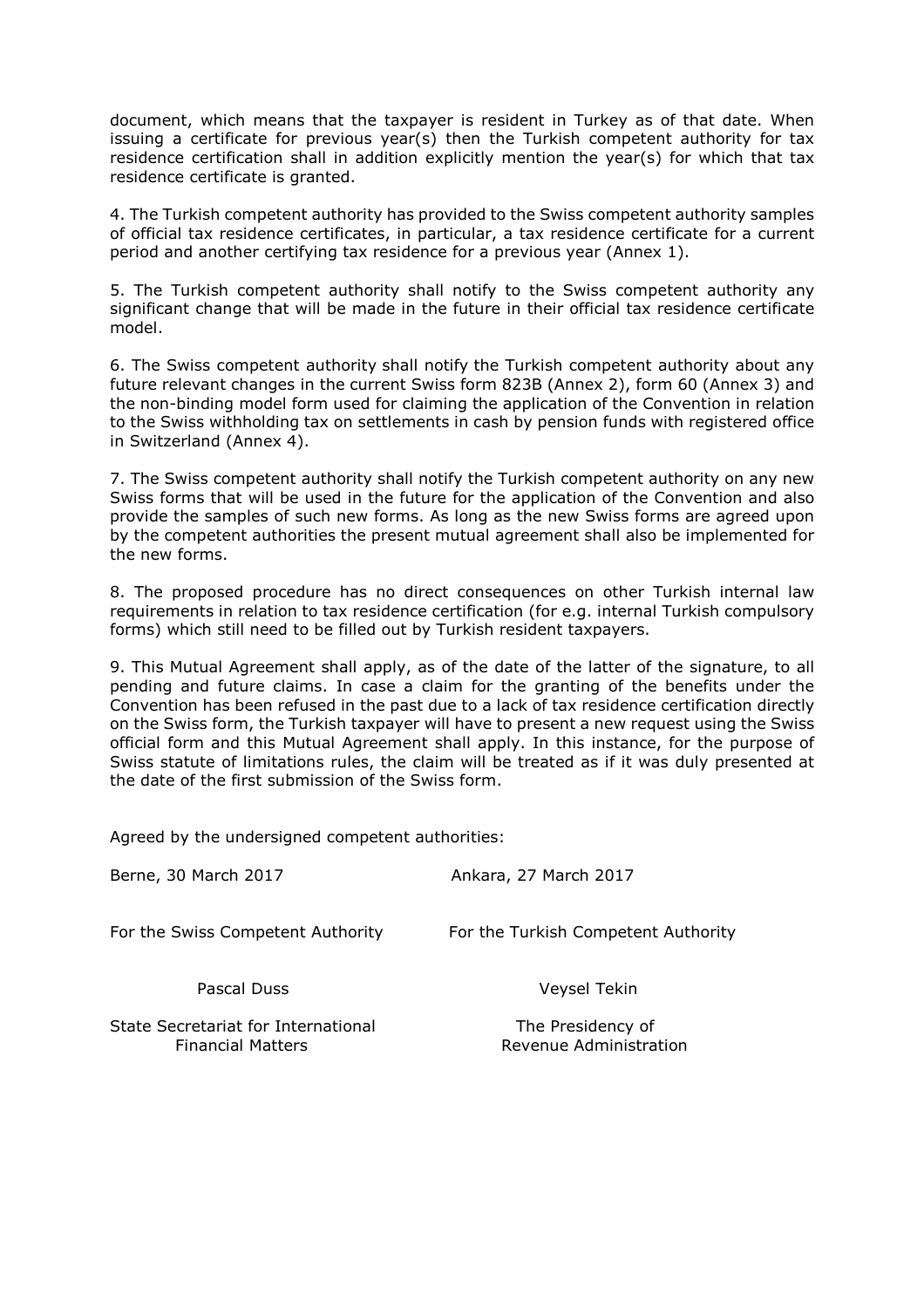document, which means that the taxpayer is resident in Turkey as of that date. When issuing a certificate for previous year(s) then the Turkish competent authority for tax residence certification shall in addition explicitly mention the year(s) for which that tax residence certificate is granted.

4. The Turkish competent authority has provided to the Swiss competent authority samples of official tax residence certificates, in particular, a tax residence certificate for a current period and another certifying tax residence for a previous year (Annex 1).

5. The Turkish competent authority shall notify to the Swiss competent authority any significant change that will be made in the future in their official tax residence certificate model.

6. The Swiss competent authority shall notify the Turkish competent authority about any future relevant changes in the current Swiss form 823B (Annex 2), form 60 (Annex 3) and the non-binding model form used for claiming the application of the Convention in relation to the Swiss withholding tax on settlements in cash by pension funds with registered office in Switzerland (Annex 4).

7. The Swiss competent authority shall notify the Turkish competent authority on any new Swiss forms that will be used in the future for the application of the Convention and also provide the samples of such new forms. As long as the new Swiss forms are agreed upon by the competent authorities the present mutual agreement shall also be implemented for the new forms.

8. The proposed procedure has no direct consequences on other Turkish internal law requirements in relation to tax residence certification (for e.g. internal Turkish compulsory forms) which still need to be filled out by Turkish resident taxpayers.

9. This Mutual Agreement shall apply, as of the date of the latter of the signature, to all pending and future claims. In case a claim for the granting of the benefits under the Convention has been refused in the past due to a lack of tax residence certification directly on the Swiss form, the Turkish taxpayer will have to present a new request using the Swiss official form and this Mutual Agreement shall apply. In this instance, for the purpose of Swiss statute of limitations rules, the claim will be treated as if it was duly presented at the date of the first submission of the Swiss form.

Agreed by the undersigned competent authorities:

| | |
|---|---|
| Berne, 30 March 2017 | Ankara, 27 March 2017 |
| For the Swiss Competent Authority | For the Turkish Competent Authority |
| Pascal Duss | Veysel Tekin |
| State Secretariat for International Financial Matters | The Presidency of Revenue Administration |